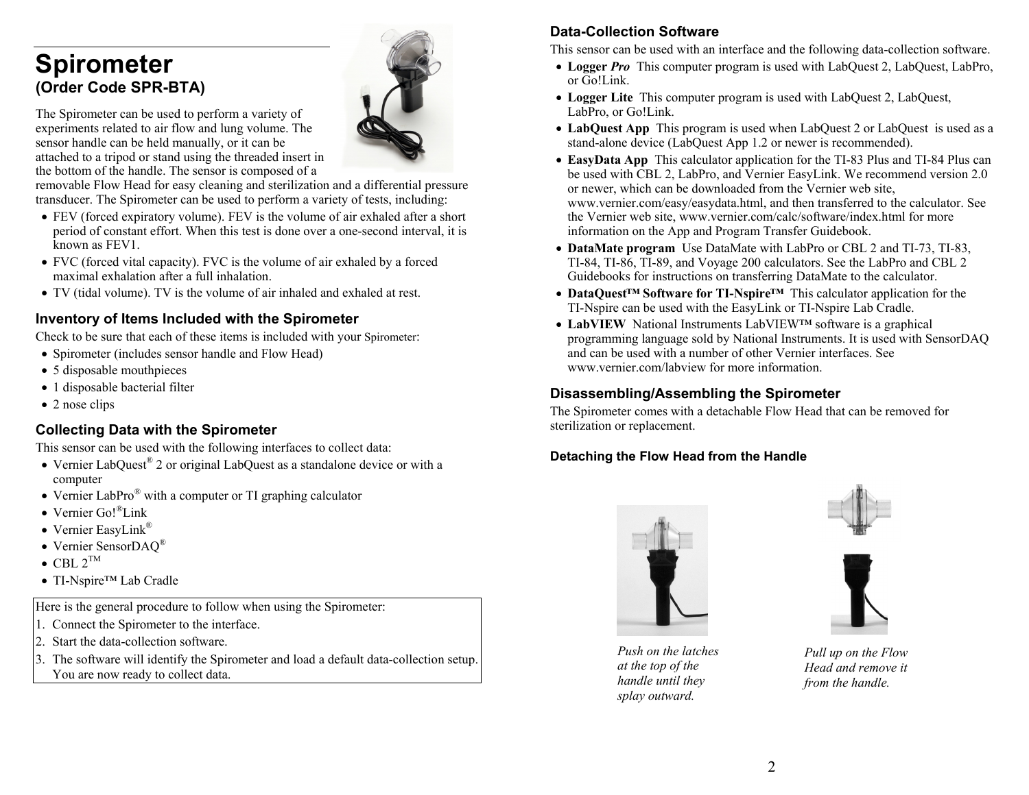# Spirometer
## (Order Code SPR-BTA)

The Spirometer can be used to perform a variety of experiments related to air flow and lung volume. The sensor handle can be held manually, or it can be attached to a tripod or stand using the threaded insert in the bottom of the handle. The sensor is composed of a removable Flow Head for easy cleaning and sterilization and a differential pressure transducer. The Spirometer can be used to perform a variety of tests, including:

- FEV (forced expiratory volume). FEV is the volume of air exhaled after a short period of constant effort. When this test is done over a one-second interval, it is known as FEV1.
- FVC (forced vital capacity). FVC is the volume of air exhaled by a forced maximal exhalation after a full inhalation.
- TV (tidal volume). TV is the volume of air inhaled and exhaled at rest.

### Inventory of Items Included with the Spirometer

Check to be sure that each of these items is included with your Spirometer:

- Spirometer (includes sensor handle and Flow Head)
- 5 disposable mouthpieces
- 1 disposable bacterial filter
- 2 nose clips

### Collecting Data with the Spirometer

This sensor can be used with the following interfaces to collect data:

- Vernier LabQuest® 2 or original LabQuest as a standalone device or with a computer
- Vernier LabPro® with a computer or TI graphing calculator
- Vernier Go!®Link
- Vernier EasyLink®
- Vernier SensorDAQ®
- CBL 2™
- TI-Nspire™ Lab Cradle

Here is the general procedure to follow when using the Spirometer:

1. Connect the Spirometer to the interface.
2. Start the data-collection software.
3. The software will identify the Spirometer and load a default data-collection setup. You are now ready to collect data.

### Data-Collection Software

This sensor can be used with an interface and the following data-collection software.

- **Logger *Pro*** This computer program is used with LabQuest 2, LabQuest, LabPro, or Go!Link.
- **Logger Lite** This computer program is used with LabQuest 2, LabQuest, LabPro, or Go!Link.
- **LabQuest App** This program is used when LabQuest 2 or LabQuest is used as a stand-alone device (LabQuest App 1.2 or newer is recommended).
- **EasyData App** This calculator application for the TI-83 Plus and TI-84 Plus can be used with CBL 2, LabPro, and Vernier EasyLink. We recommend version 2.0 or newer, which can be downloaded from the Vernier web site, www.vernier.com/easy/easydata.html, and then transferred to the calculator. See the Vernier web site, www.vernier.com/calc/software/index.html for more information on the App and Program Transfer Guidebook.
- **DataMate program** Use DataMate with LabPro or CBL 2 and TI-73, TI-83, TI-84, TI-86, TI-89, and Voyage 200 calculators. See the LabPro and CBL 2 Guidebooks for instructions on transferring DataMate to the calculator.
- **DataQuest™ Software for TI-Nspire™** This calculator application for the TI-Nspire can be used with the EasyLink or TI-Nspire Lab Cradle.
- **LabVIEW** National Instruments LabVIEW™ software is a graphical programming language sold by National Instruments. It is used with SensorDAQ and can be used with a number of other Vernier interfaces. See www.vernier.com/labview for more information.

### Disassembling/Assembling the Spirometer

The Spirometer comes with a detachable Flow Head that can be removed for sterilization or replacement.

#### Detaching the Flow Head from the Handle

*Push on the latches at the top of the handle until they splay outward.*

*Pull up on the Flow Head and remove it from the handle.*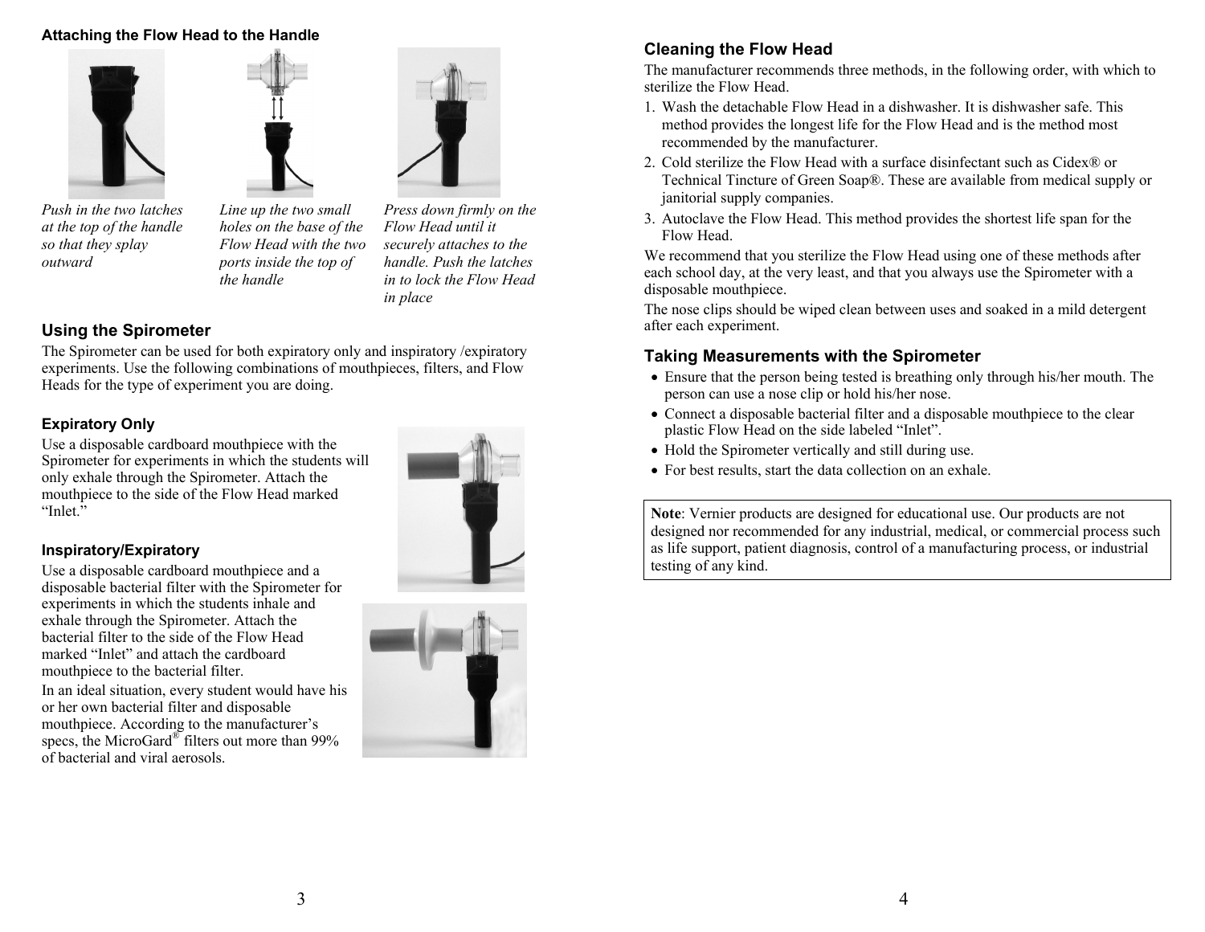### Attaching the Flow Head to the Handle

*Push in the two latches at the top of the handle so that they splay outward*

*Line up the two small holes on the base of the Flow Head with the two ports inside the top of the handle*

*Press down firmly on the Flow Head until it securely attaches to the handle. Push the latches in to lock the Flow Head in place*

## Using the Spirometer

The Spirometer can be used for both expiratory only and inspiratory /expiratory experiments. Use the following combinations of mouthpieces, filters, and Flow Heads for the type of experiment you are doing.

### Expiratory Only

Use a disposable cardboard mouthpiece with the Spirometer for experiments in which the students will only exhale through the Spirometer. Attach the mouthpiece to the side of the Flow Head marked "Inlet."

### Inspiratory/Expiratory

Use a disposable cardboard mouthpiece and a disposable bacterial filter with the Spirometer for experiments in which the students inhale and exhale through the Spirometer. Attach the bacterial filter to the side of the Flow Head marked "Inlet" and attach the cardboard mouthpiece to the bacterial filter.

In an ideal situation, every student would have his or her own bacterial filter and disposable mouthpiece. According to the manufacturer's specs, the MicroGard® filters out more than 99% of bacterial and viral aerosols.

## Cleaning the Flow Head

The manufacturer recommends three methods, in the following order, with which to sterilize the Flow Head.

1. Wash the detachable Flow Head in a dishwasher. It is dishwasher safe. This method provides the longest life for the Flow Head and is the method most recommended by the manufacturer.
2. Cold sterilize the Flow Head with a surface disinfectant such as Cidex® or Technical Tincture of Green Soap®. These are available from medical supply or janitorial supply companies.
3. Autoclave the Flow Head. This method provides the shortest life span for the Flow Head.

We recommend that you sterilize the Flow Head using one of these methods after each school day, at the very least, and that you always use the Spirometer with a disposable mouthpiece.

The nose clips should be wiped clean between uses and soaked in a mild detergent after each experiment.

## Taking Measurements with the Spirometer

- Ensure that the person being tested is breathing only through his/her mouth. The person can use a nose clip or hold his/her nose.
- Connect a disposable bacterial filter and a disposable mouthpiece to the clear plastic Flow Head on the side labeled "Inlet".
- Hold the Spirometer vertically and still during use.
- For best results, start the data collection on an exhale.

**Note**: Vernier products are designed for educational use. Our products are not designed nor recommended for any industrial, medical, or commercial process such as life support, patient diagnosis, control of a manufacturing process, or industrial testing of any kind.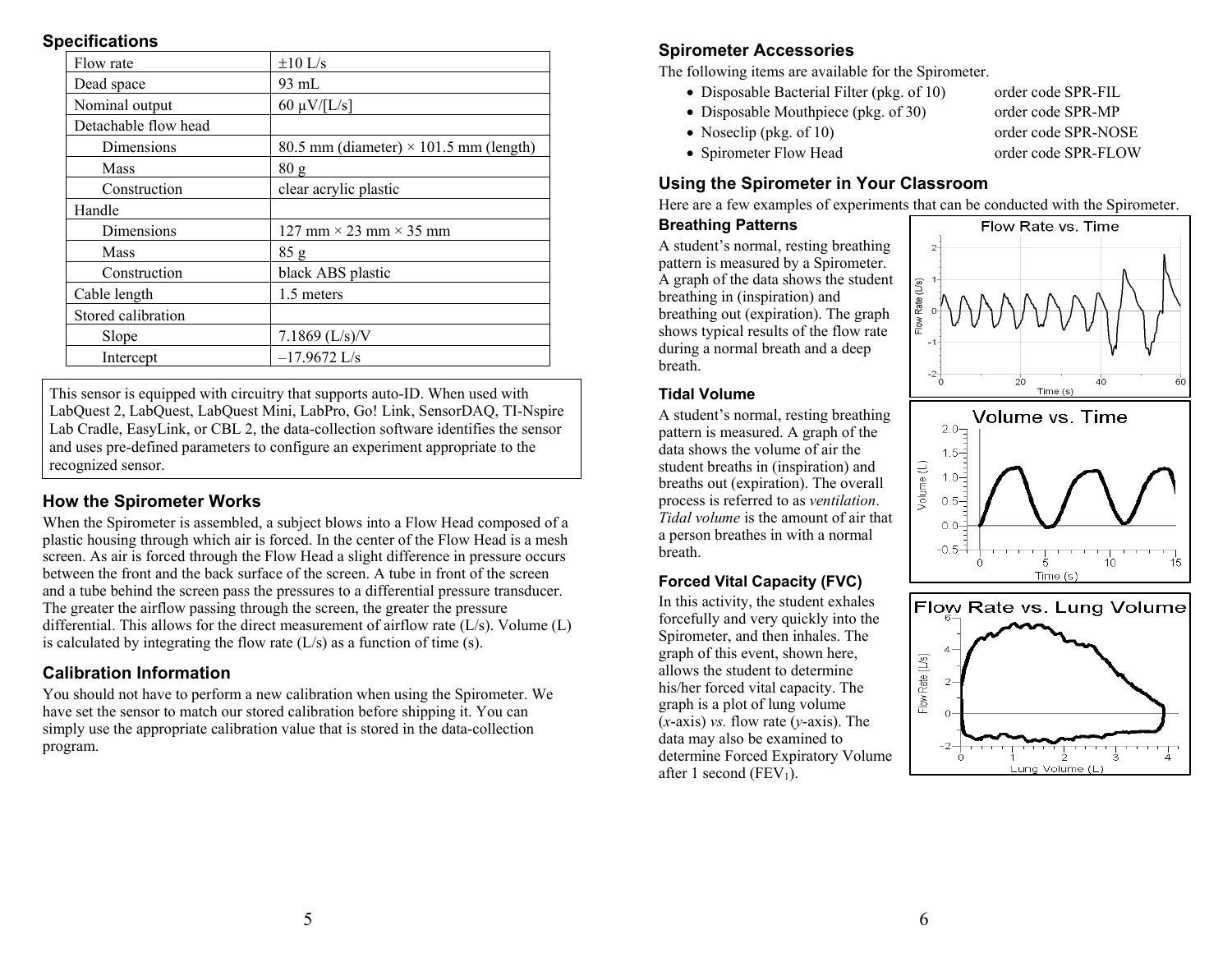## Specifications

| | |
|---|---|
| Flow rate | ±10 L/s |
| Dead space | 93 mL |
| Nominal output | 60 µV/[L/s] |
| Detachable flow head | |
| Dimensions | 80.5 mm (diameter) × 101.5 mm (length) |
| Mass | 80 g |
| Construction | clear acrylic plastic |
| Handle | |
| Dimensions | 127 mm × 23 mm × 35 mm |
| Mass | 85 g |
| Construction | black ABS plastic |
| Cable length | 1.5 meters |
| Stored calibration | |
| Slope | 7.1869 (L/s)/V |
| Intercept | –17.9672 L/s |

This sensor is equipped with circuitry that supports auto-ID. When used with LabQuest 2, LabQuest, LabQuest Mini, LabPro, Go! Link, SensorDAQ, TI-Nspire Lab Cradle, EasyLink, or CBL 2, the data-collection software identifies the sensor and uses pre-defined parameters to configure an experiment appropriate to the recognized sensor.

## How the Spirometer Works

When the Spirometer is assembled, a subject blows into a Flow Head composed of a plastic housing through which air is forced. In the center of the Flow Head is a mesh screen. As air is forced through the Flow Head a slight difference in pressure occurs between the front and the back surface of the screen. A tube in front of the screen and a tube behind the screen pass the pressures to a differential pressure transducer. The greater the airflow passing through the screen, the greater the pressure differential. This allows for the direct measurement of airflow rate (L/s). Volume (L) is calculated by integrating the flow rate (L/s) as a function of time (s).

## Calibration Information

You should not have to perform a new calibration when using the Spirometer. We have set the sensor to match our stored calibration before shipping it. You can simply use the appropriate calibration value that is stored in the data-collection program.

## Spirometer Accessories

The following items are available for the Spirometer.

- Disposable Bacterial Filter (pkg. of 10) order code SPR-FIL
- Disposable Mouthpiece (pkg. of 30) order code SPR-MP
- Noseclip (pkg. of 10) order code SPR-NOSE
- Spirometer Flow Head order code SPR-FLOW

## Using the Spirometer in Your Classroom

Here are a few examples of experiments that can be conducted with the Spirometer.

### Breathing Patterns

A student's normal, resting breathing pattern is measured by a Spirometer. A graph of the data shows the student breathing in (inspiration) and breathing out (expiration). The graph shows typical results of the flow rate during a normal breath and a deep breath.

### Tidal Volume

A student's normal, resting breathing pattern is measured. A graph of the data shows the volume of air the student breaths in (inspiration) and breaths out (expiration). The overall process is referred to as *ventilation*. *Tidal volume* is the amount of air that a person breathes in with a normal breath.

### Forced Vital Capacity (FVC)

In this activity, the student exhales forcefully and very quickly into the Spirometer, and then inhales. The graph of this event, shown here, allows the student to determine his/her forced vital capacity. The graph is a plot of lung volume (*x*-axis) *vs.* flow rate (*y*-axis). The data may also be examined to determine Forced Expiratory Volume after 1 second ($FEV_1$).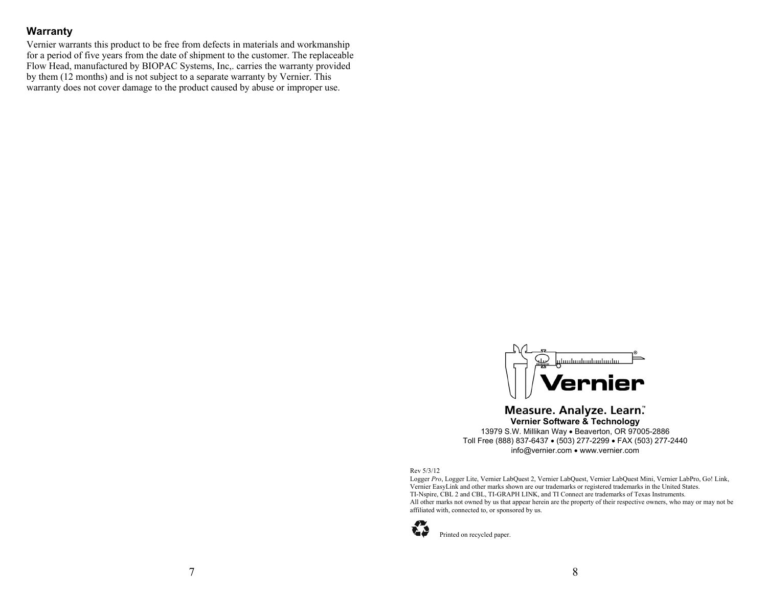## Warranty

Vernier warrants this product to be free from defects in materials and workmanship for a period of five years from the date of shipment to the customer. The replaceable Flow Head, manufactured by BIOPAC Systems, Inc,. carries the warranty provided by them (12 months) and is not subject to a separate warranty by Vernier. This warranty does not cover damage to the product caused by abuse or improper use.

Vernier®

**Measure. Analyze. Learn.™**

**Vernier Software & Technology**

13979 S.W. Millikan Way • Beaverton, OR 97005-2886

Toll Free (888) 837-6437 • (503) 277-2299 • FAX (503) 277-2440

info@vernier.com • www.vernier.com

Rev 5/3/12

Logger *Pro*, Logger Lite, Vernier LabQuest 2, Vernier LabQuest, Vernier LabQuest Mini, Vernier LabPro, Go! Link, Vernier EasyLink and other marks shown are our trademarks or registered trademarks in the United States.

TI-Nspire, CBL 2 and CBL, TI-GRAPH LINK, and TI Connect are trademarks of Texas Instruments.

All other marks not owned by us that appear herein are the property of their respective owners, who may or may not be affiliated with, connected to, or sponsored by us.

Printed on recycled paper.